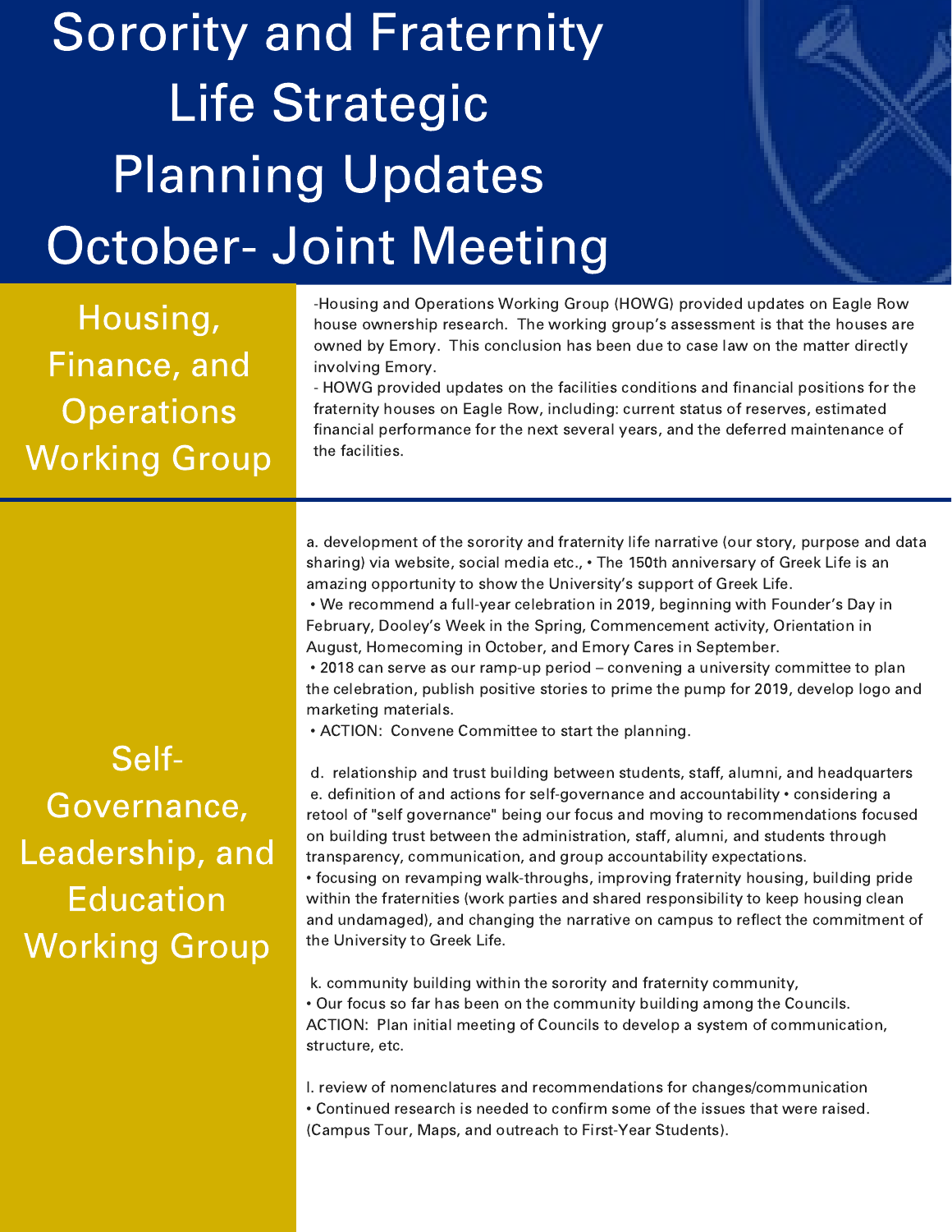# Sorority and Fraternity Life Strategic Planning Updates October- Joint Meeting

## Housing, Finance, and Operations Working Group

-Housing and Operations Working Group (HOWG) provided updates on Eagle Row house ownership research. The working group's assessment is that the houses are owned by Emory. This conclusion has been due to case law on the matter directly involving Emory.

- HOWG provided updates on the facilities conditions and financial positions for the fraternity houses on Eagle Row, including: current status of reserves, estimated financial performance for the next several years, and the deferred maintenance of the facilities.

## Self-Governance, Leadership, and Education Working Group

a. development of the sorority and fraternity life narrative (our story, purpose and data sharing) via website, social media etc., • The 150th anniversary of Greek Life is an amazing opportunity to show the University's support of Greek Life.

• We recommend a full-year celebration in 2019, beginning with Founder's Day in February, Dooley's Week in the Spring, Commencement activity, Orientation in August, Homecoming in October, and Emory Cares in September.

• 2018 can serve as our ramp-up period – convening a university committee to plan the celebration, publish positive stories to prime the pump for 2019, develop logo and marketing materials.

• ACTION: Convene Committee to start the planning.

d. relationship and trust building between students, staff, alumni, and headquarters

e. definition of and actions for self-governance and accountability • considering a retool of "self governance" being our focus and moving to recommendations focused on building trust between the administration, staff, alumni, and students through transparency, communication, and group accountability expectations.

• focusing on revamping walk-throughs, improving fraternity housing, building pride within the fraternities (work parties and shared responsibility to keep housing clean and undamaged), and changing the narrative on campus to reflect the commitment of the University to Greek Life.

k. community building within the sorority and fraternity community,

• Our focus so far has been on the community building among the Councils.

ACTION: Plan initial meeting of Councils to develop a system of communication, structure, etc.

l. review of nomenclatures and recommendations for changes/communication

• Continued research is needed to confirm some of the issues that were raised. (Campus Tour, Maps, and outreach to First-Year Students).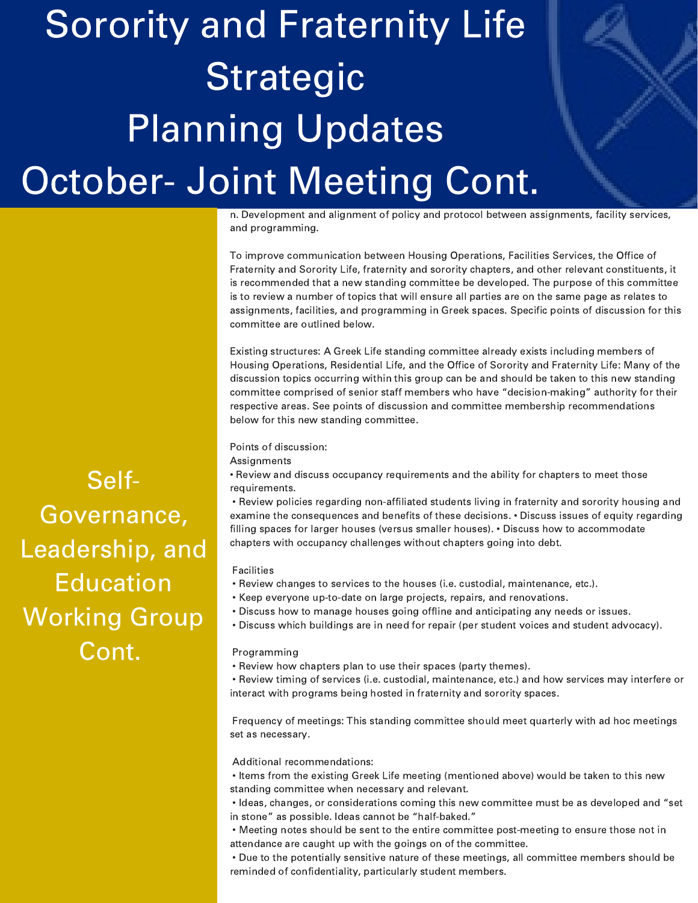# Sorority and Fraternity Life Strategic Planning Updates October- Joint Meeting Cont.

## Self-Governance, Leadership, and Education Working Group Cont.

n. Development and alignment of policy and protocol between assignments, facility services, and programming.

To improve communication between Housing Operations, Facilities Services, the Office of Fraternity and Sorority Life, fraternity and sorority chapters, and other relevant constituents, it is recommended that a new standing committee be developed. The purpose of this committee is to review a number of topics that will ensure all parties are on the same page as relates to assignments, facilities, and programming in Greek spaces. Specific points of discussion for this committee are outlined below.

Existing structures: A Greek Life standing committee already exists including members of Housing Operations, Residential Life, and the Office of Sorority and Fraternity Life: Many of the discussion topics occurring within this group can be and should be taken to this new standing committee comprised of senior staff members who have "decision-making" authority for their respective areas. See points of discussion and committee membership recommendations below for this new standing committee.

Points of discussion:

Assignments

- Review and discuss occupancy requirements and the ability for chapters to meet those requirements.
- Review policies regarding non-affiliated students living in fraternity and sorority housing and examine the consequences and benefits of these decisions. • Discuss issues of equity regarding filling spaces for larger houses (versus smaller houses). • Discuss how to accommodate chapters with occupancy challenges without chapters going into debt.

Facilities

- Review changes to services to the houses (i.e. custodial, maintenance, etc.).
- Keep everyone up-to-date on large projects, repairs, and renovations.
- Discuss how to manage houses going offline and anticipating any needs or issues.
- Discuss which buildings are in need for repair (per student voices and student advocacy).

Programming

- Review how chapters plan to use their spaces (party themes).
- Review timing of services (i.e. custodial, maintenance, etc.) and how services may interfere or interact with programs being hosted in fraternity and sorority spaces.

Frequency of meetings: This standing committee should meet quarterly with ad hoc meetings set as necessary.

Additional recommendations:

- Items from the existing Greek Life meeting (mentioned above) would be taken to this new standing committee when necessary and relevant.
- Ideas, changes, or considerations coming this new committee must be as developed and "set in stone" as possible. Ideas cannot be "half-baked."
- Meeting notes should be sent to the entire committee post-meeting to ensure those not in attendance are caught up with the goings on of the committee.
- Due to the potentially sensitive nature of these meetings, all committee members should be reminded of confidentiality, particularly student members.